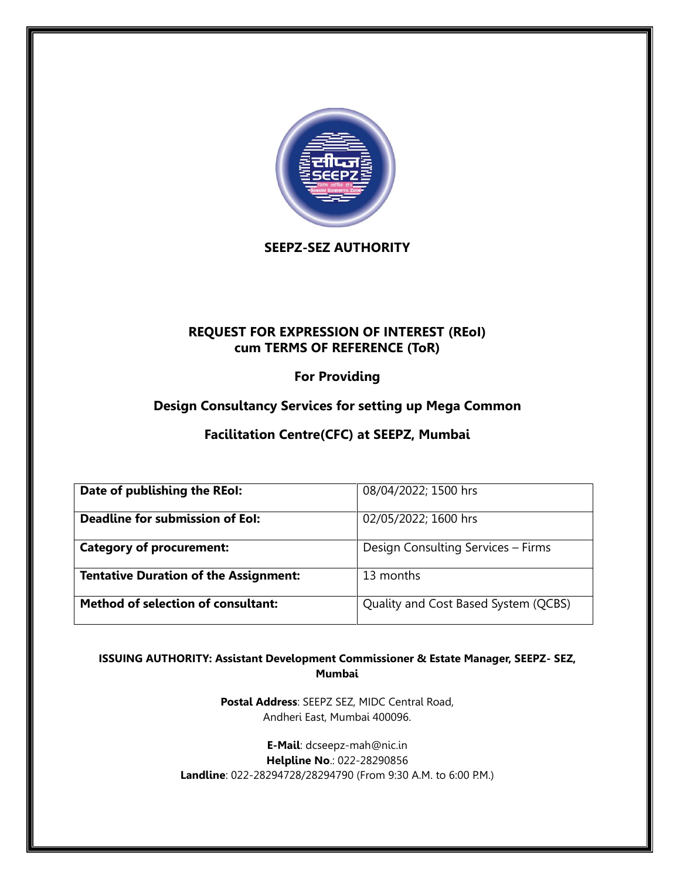# SEEPZ-SEZ AUTHORITY

## REQUEST FOR EXPRESSION OF INTEREST (REoI) cum TERMS OF REFERENCE (ToR)

### For Providing

### Design Consultancy Services for setting up Mega Common Facilitation Centre(CFC) at SEEPZ, Mumbai

| **Date of publishing the REoI:** | 08/04/2022; 1500 hrs |
|---|---|
| **Deadline for submission of EoI:** | 02/05/2022; 1600 hrs |
| **Category of procurement:** | Design Consulting Services – Firms |
| **Tentative Duration of the Assignment:** | 13 months |
| **Method of selection of consultant:** | Quality and Cost Based System (QCBS) |

**ISSUING AUTHORITY: Assistant Development Commissioner & Estate Manager, SEEPZ- SEZ, Mumbai**

**Postal Address**: SEEPZ SEZ, MIDC Central Road,
Andheri East, Mumbai 400096.

**E-Mail**: dcseepz-mah@nic.in
**Helpline No**.: 022-28290856
**Landline**: 022-28294728/28294790 (From 9:30 A.M. to 6:00 P.M.)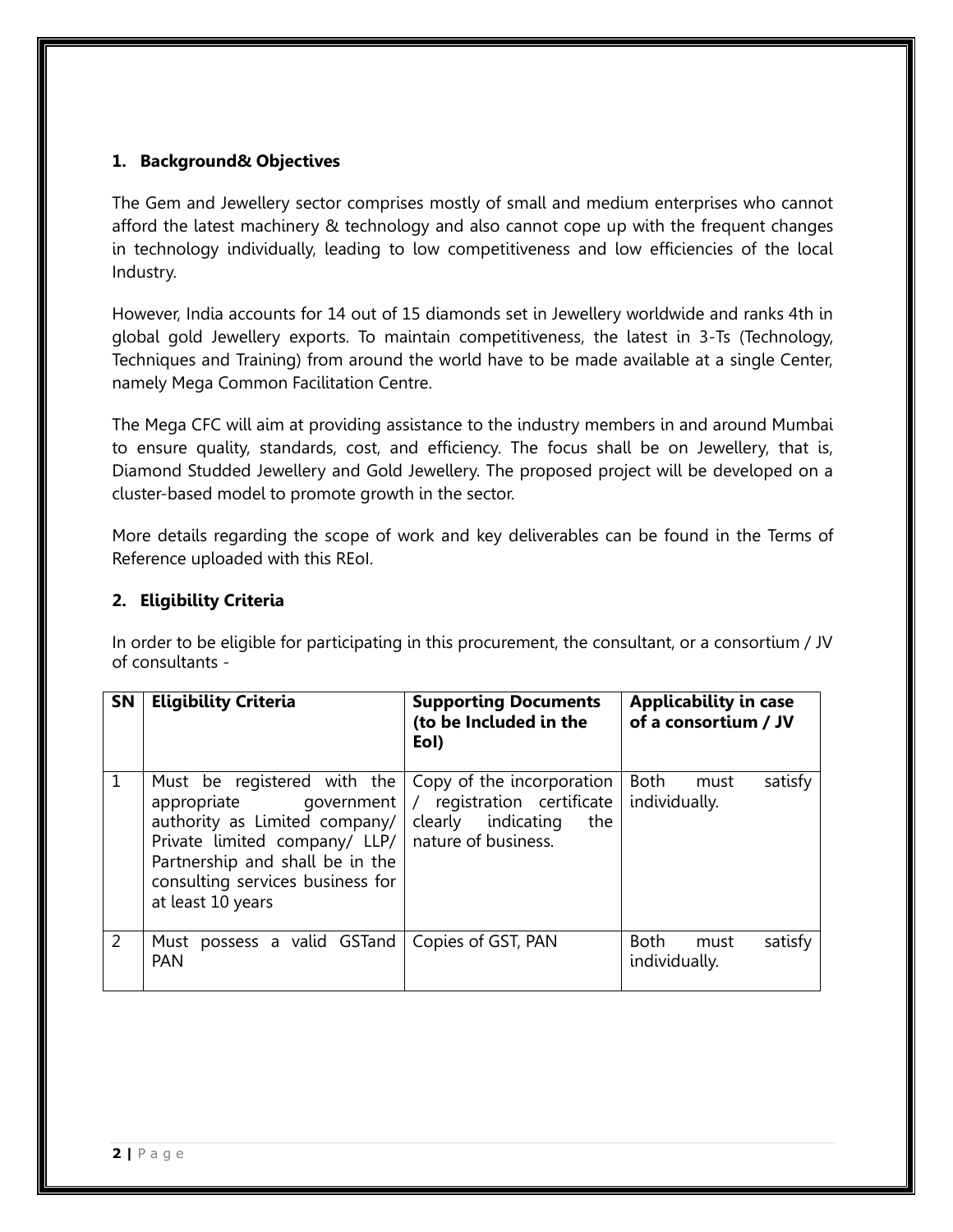## 1. Background& Objectives

The Gem and Jewellery sector comprises mostly of small and medium enterprises who cannot afford the latest machinery & technology and also cannot cope up with the frequent changes in technology individually, leading to low competitiveness and low efficiencies of the local Industry.

However, India accounts for 14 out of 15 diamonds set in Jewellery worldwide and ranks 4th in global gold Jewellery exports. To maintain competitiveness, the latest in 3-Ts (Technology, Techniques and Training) from around the world have to be made available at a single Center, namely Mega Common Facilitation Centre.

The Mega CFC will aim at providing assistance to the industry members in and around Mumbai to ensure quality, standards, cost, and efficiency. The focus shall be on Jewellery, that is, Diamond Studded Jewellery and Gold Jewellery. The proposed project will be developed on a cluster-based model to promote growth in the sector.

More details regarding the scope of work and key deliverables can be found in the Terms of Reference uploaded with this REoI.

## 2. Eligibility Criteria

In order to be eligible for participating in this procurement, the consultant, or a consortium / JV of consultants -

| SN | Eligibility Criteria | Supporting Documents (to be Included in the EoI) | Applicability in case of a consortium / JV |
|---|---|---|---|
| 1 | Must be registered with the appropriate government authority as Limited company/ Private limited company/ LLP/ Partnership and shall be in the consulting services business for at least 10 years | Copy of the incorporation / registration certificate clearly indicating the nature of business. | Both must satisfy individually. |
| 2 | Must possess a valid GSTand PAN | Copies of GST, PAN | Both must satisfy individually. |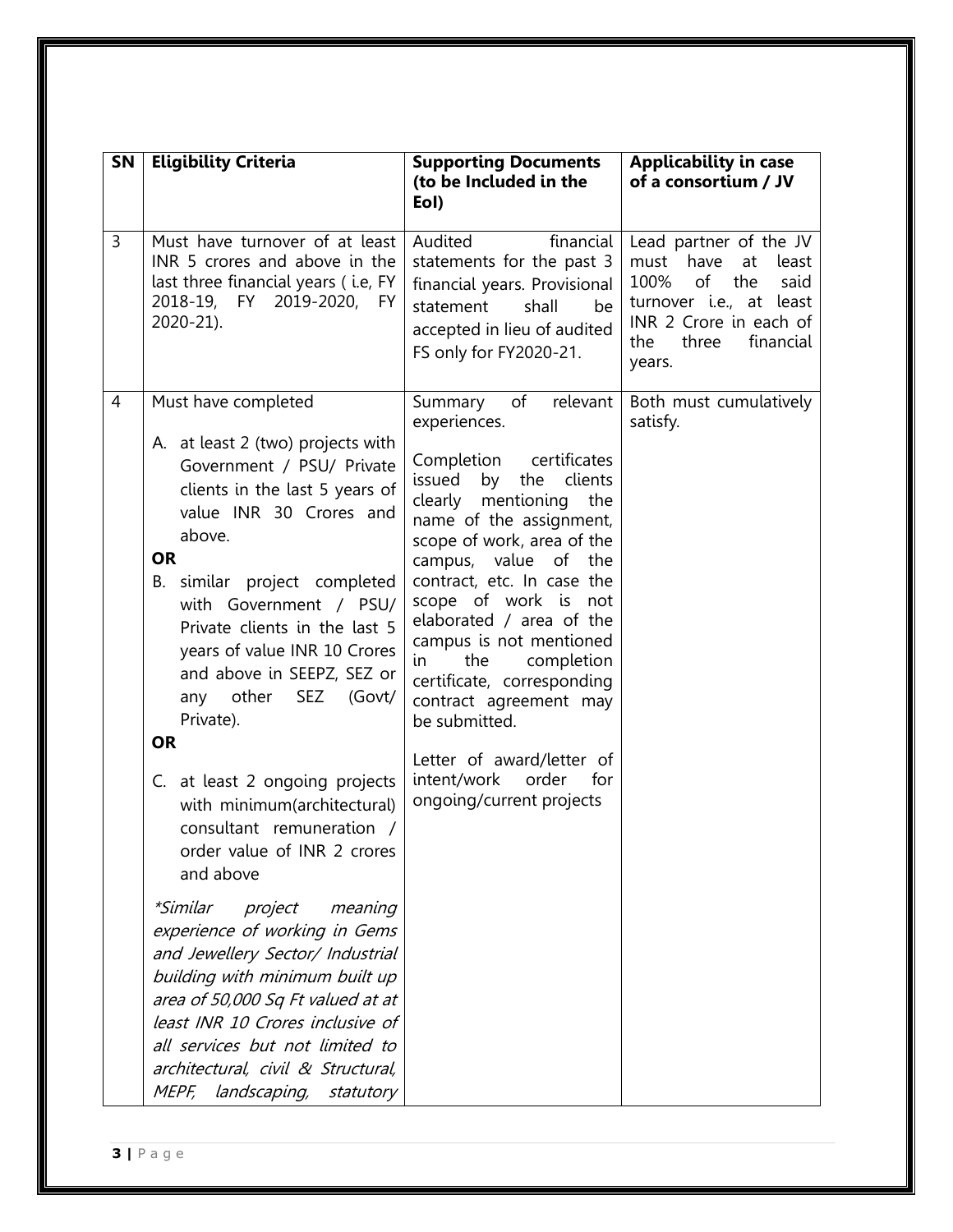| SN | Eligibility Criteria | Supporting Documents (to be Included in the EoI) | Applicability in case of a consortium / JV |
|---|---|---|---|
| 3 | Must have turnover of at least INR 5 crores and above in the last three financial years ( i.e, FY 2018-19, FY 2019-2020, FY 2020-21). | Audited financial statements for the past 3 financial years. Provisional statement shall be accepted in lieu of audited FS only for FY2020-21. | Lead partner of the JV must have at least 100% of the said turnover i.e., at least INR 2 Crore in each of the three financial years. |
| 4 | Must have completed<br><br>A. at least 2 (two) projects with Government / PSU/ Private clients in the last 5 years of value INR 30 Crores and above.<br>**OR**<br>B. similar project completed with Government / PSU/ Private clients in the last 5 years of value INR 10 Crores and above in SEEPZ, SEZ or any other SEZ (Govt/ Private).<br>**OR**<br>C. at least 2 ongoing projects with minimum(architectural) consultant remuneration / order value of INR 2 crores and above<br><br>*\*Similar project meaning experience of working in Gems and Jewellery Sector/ Industrial building with minimum built up area of 50,000 Sq Ft valued at at least INR 10 Crores inclusive of all services but not limited to architectural, civil & Structural, MEPF, landscaping, statutory* | Summary of relevant experiences.<br><br>Completion certificates issued by the clients clearly mentioning the name of the assignment, scope of work, area of the campus, value of the contract, etc. In case the scope of work is not elaborated / area of the campus is not mentioned in the completion certificate, corresponding contract agreement may be submitted.<br><br>Letter of award/letter of intent/work order for ongoing/current projects | Both must cumulatively satisfy. |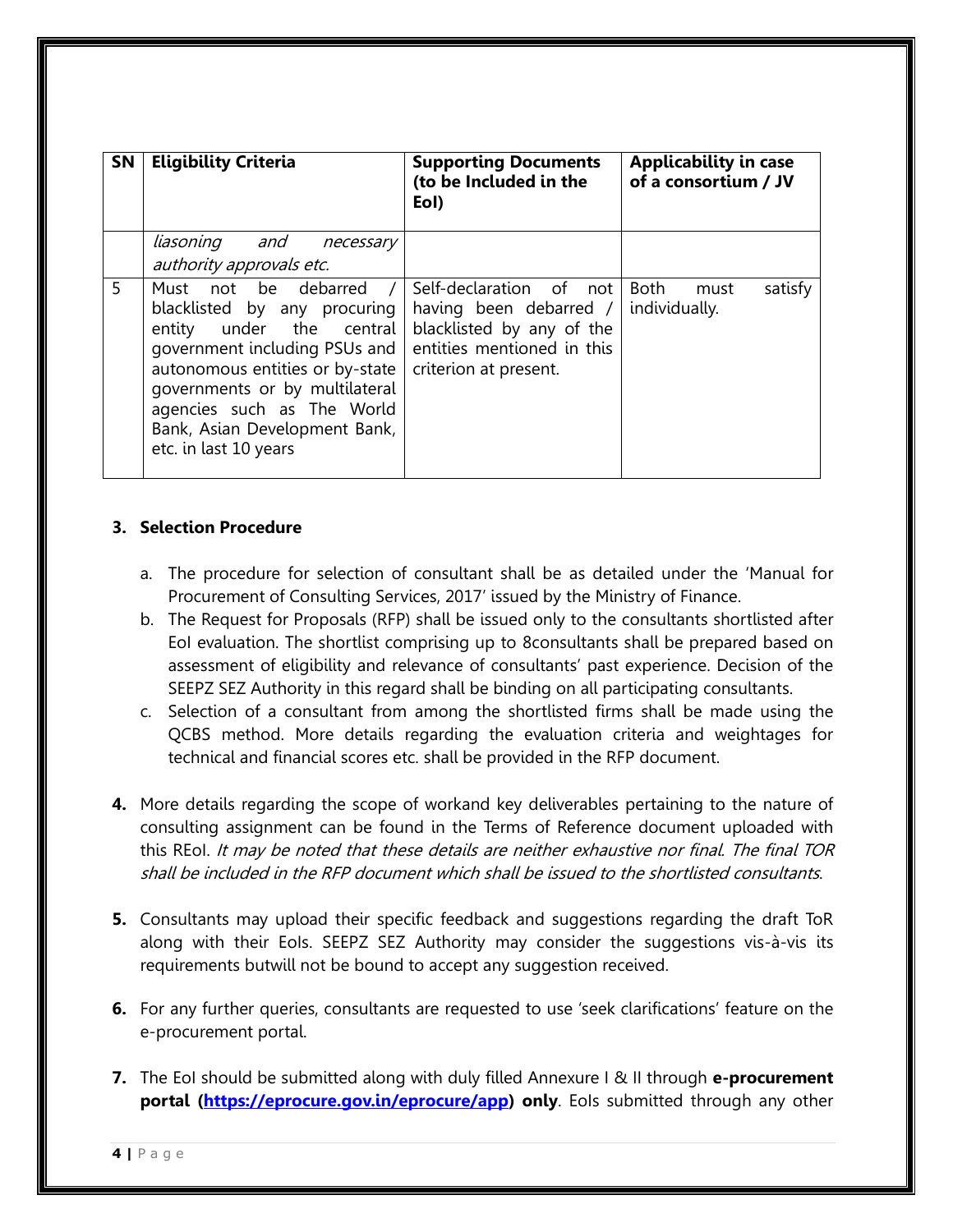| SN | Eligibility Criteria | Supporting Documents (to be Included in the EoI) | Applicability in case of a consortium / JV |
|---|---|---|---|
| | *liasoning and necessary authority approvals etc.* | | |
| 5 | Must not be debarred / blacklisted by any procuring entity under the central government including PSUs and autonomous entities or by-state governments or by multilateral agencies such as The World Bank, Asian Development Bank, etc. in last 10 years | Self-declaration of not having been debarred / blacklisted by any of the entities mentioned in this criterion at present. | Both must satisfy individually. |

**3. Selection Procedure**

a. The procedure for selection of consultant shall be as detailed under the 'Manual for Procurement of Consulting Services, 2017' issued by the Ministry of Finance.

b. The Request for Proposals (RFP) shall be issued only to the consultants shortlisted after EoI evaluation. The shortlist comprising up to 8consultants shall be prepared based on assessment of eligibility and relevance of consultants' past experience. Decision of the SEEPZ SEZ Authority in this regard shall be binding on all participating consultants.

c. Selection of a consultant from among the shortlisted firms shall be made using the QCBS method. More details regarding the evaluation criteria and weightages for technical and financial scores etc. shall be provided in the RFP document.

**4.** More details regarding the scope of workand key deliverables pertaining to the nature of consulting assignment can be found in the Terms of Reference document uploaded with this REoI. *It may be noted that these details are neither exhaustive nor final. The final TOR shall be included in the RFP document which shall be issued to the shortlisted consultants*.

**5.** Consultants may upload their specific feedback and suggestions regarding the draft ToR along with their EoIs. SEEPZ SEZ Authority may consider the suggestions vis-à-vis its requirements butwill not be bound to accept any suggestion received.

**6.** For any further queries, consultants are requested to use 'seek clarifications' feature on the e-procurement portal.

**7.** The EoI should be submitted along with duly filled Annexure I & II through **e-procurement portal ([https://eprocure.gov.in/eprocure/app](https://eprocure.gov.in/eprocure/app)) only**. EoIs submitted through any other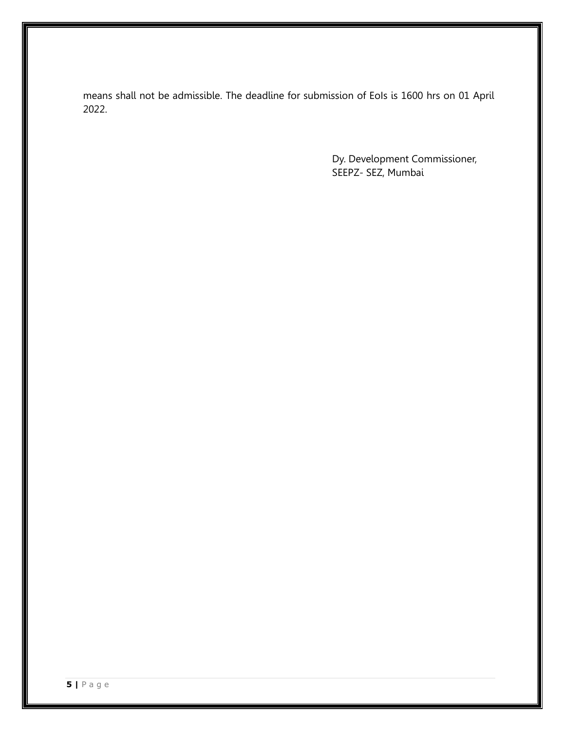means shall not be admissible. The deadline for submission of EoIs is 1600 hrs on 01 April 2022.

Dy. Development Commissioner,
SEEPZ- SEZ, Mumbai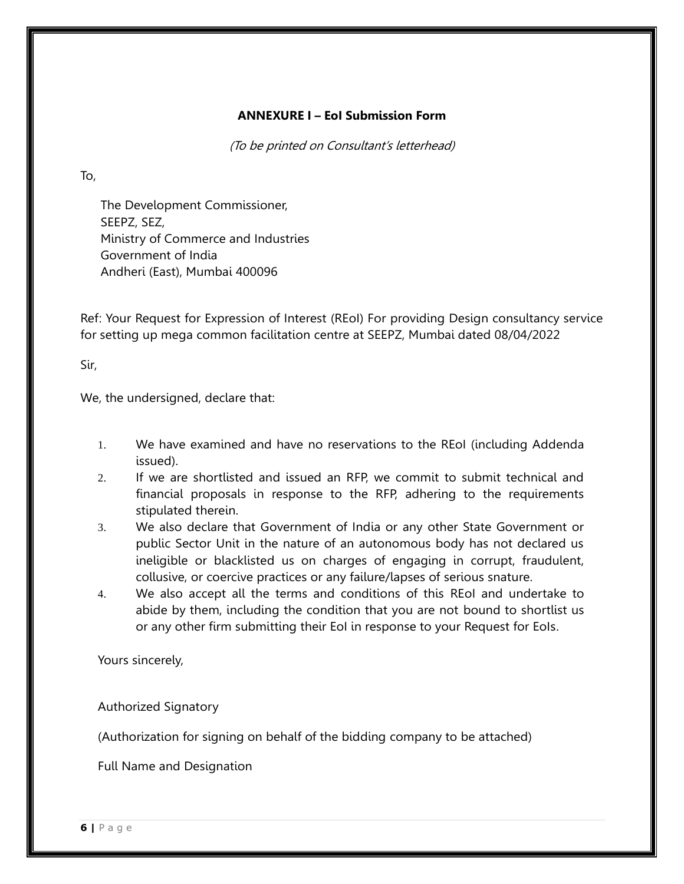**ANNEXURE I – EoI Submission Form**

*(To be printed on Consultant's letterhead)*

To,

The Development Commissioner,
SEEPZ, SEZ,
Ministry of Commerce and Industries
Government of India
Andheri (East), Mumbai 400096

Ref: Your Request for Expression of Interest (REoI) For providing Design consultancy service for setting up mega common facilitation centre at SEEPZ, Mumbai dated 08/04/2022

Sir,

We, the undersigned, declare that:

1. We have examined and have no reservations to the REoI (including Addenda issued).
2. If we are shortlisted and issued an RFP, we commit to submit technical and financial proposals in response to the RFP, adhering to the requirements stipulated therein.
3. We also declare that Government of India or any other State Government or public Sector Unit in the nature of an autonomous body has not declared us ineligible or blacklisted us on charges of engaging in corrupt, fraudulent, collusive, or coercive practices or any failure/lapses of serious snature.
4. We also accept all the terms and conditions of this REoI and undertake to abide by them, including the condition that you are not bound to shortlist us or any other firm submitting their EoI in response to your Request for EoIs.

Yours sincerely,

Authorized Signatory

(Authorization for signing on behalf of the bidding company to be attached)

Full Name and Designation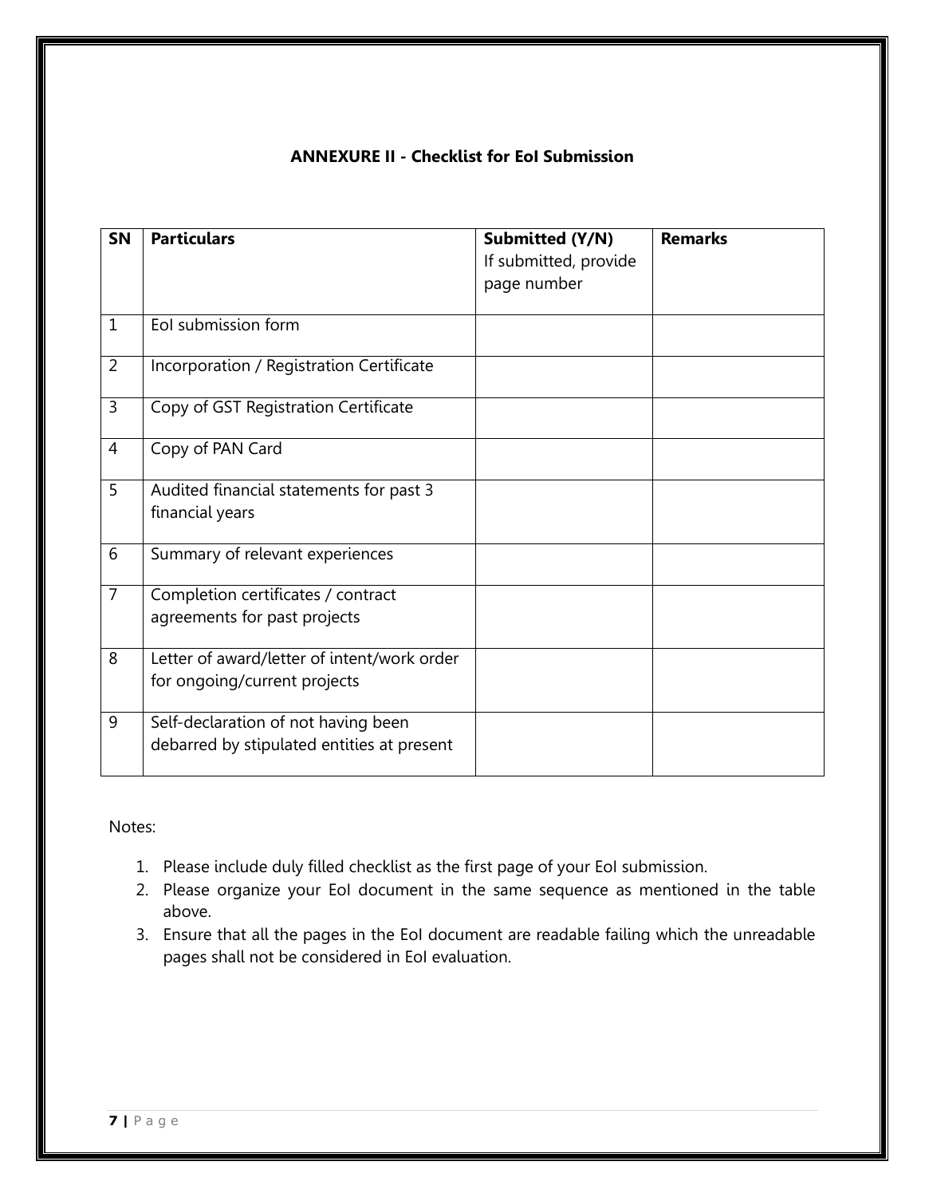## ANNEXURE II - Checklist for EoI Submission

| SN | Particulars | Submitted (Y/N) If submitted, provide page number | Remarks |
|---|---|---|---|
| 1 | EoI submission form | | |
| 2 | Incorporation / Registration Certificate | | |
| 3 | Copy of GST Registration Certificate | | |
| 4 | Copy of PAN Card | | |
| 5 | Audited financial statements for past 3 financial years | | |
| 6 | Summary of relevant experiences | | |
| 7 | Completion certificates / contract agreements for past projects | | |
| 8 | Letter of award/letter of intent/work order for ongoing/current projects | | |
| 9 | Self-declaration of not having been debarred by stipulated entities at present | | |

Notes:

1. Please include duly filled checklist as the first page of your EoI submission.
2. Please organize your EoI document in the same sequence as mentioned in the table above.
3. Ensure that all the pages in the EoI document are readable failing which the unreadable pages shall not be considered in EoI evaluation.